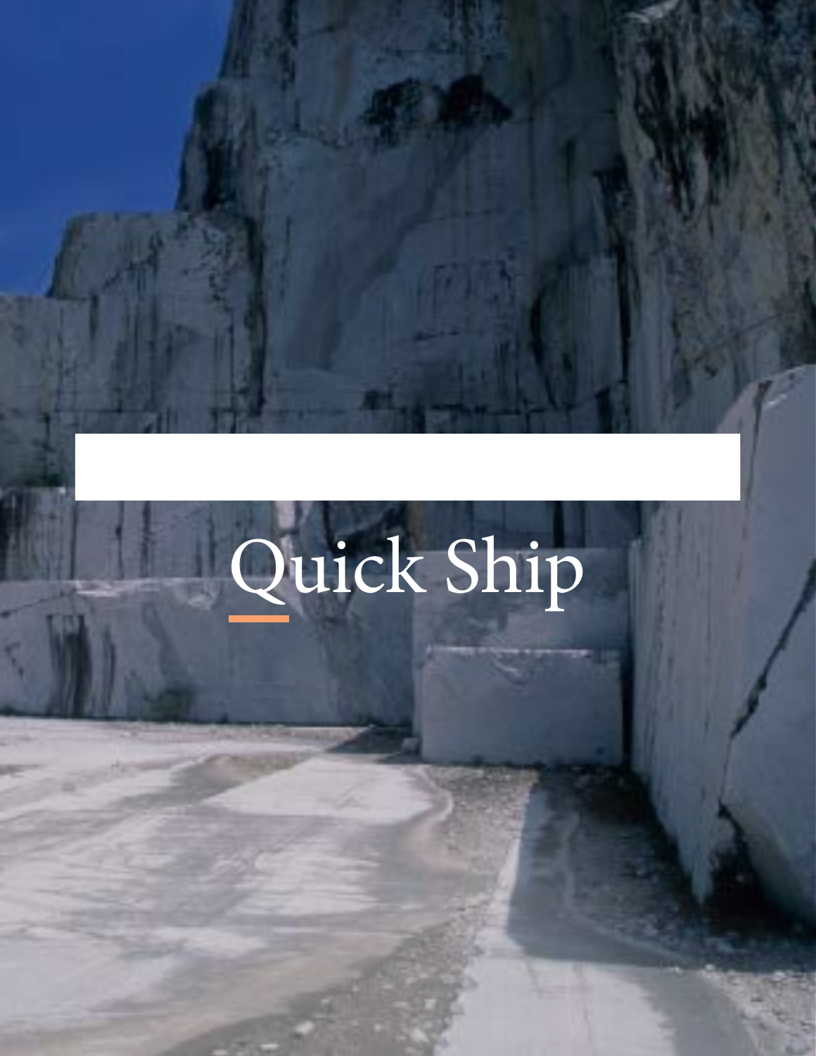# Quick Ship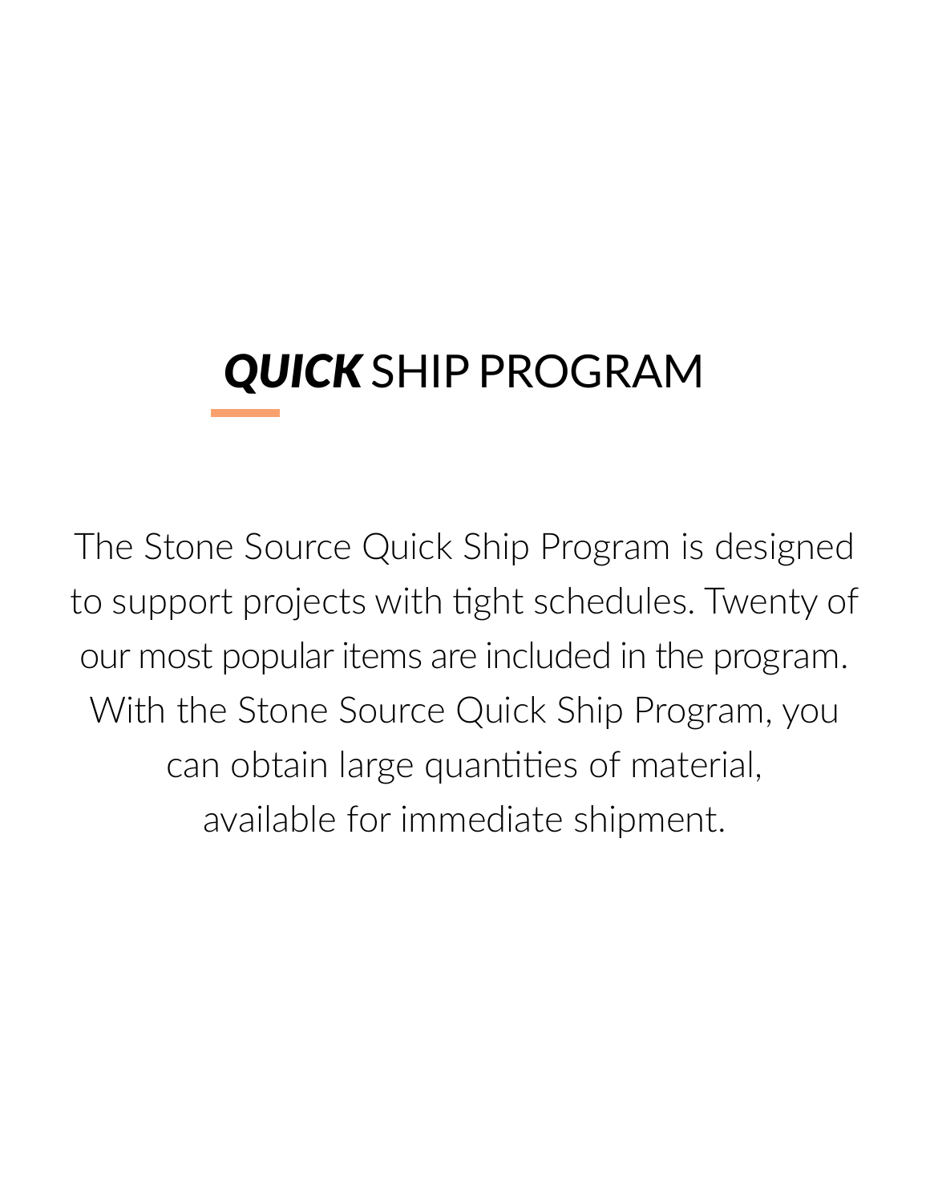# ***QUICK*** SHIP PROGRAM

The Stone Source Quick Ship Program is designed to support projects with tight schedules. Twenty of our most popular items are included in the program. With the Stone Source Quick Ship Program, you can obtain large quantities of material, available for immediate shipment.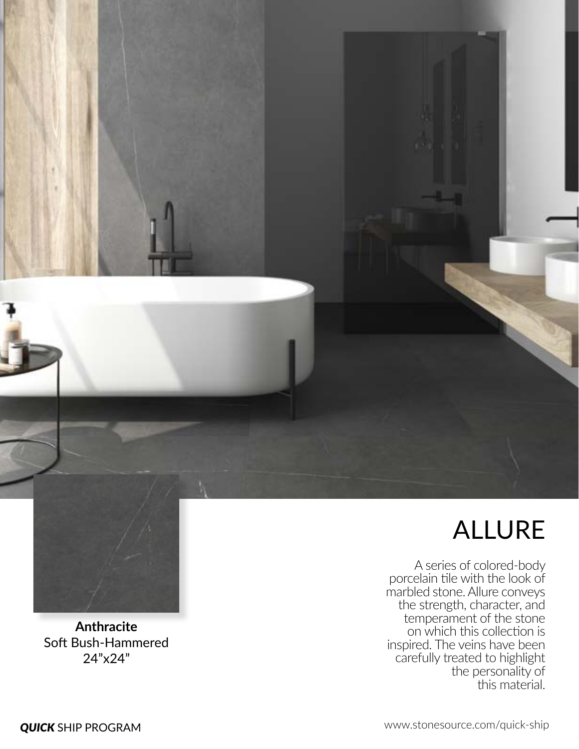# ALLURE

A series of colored-body porcelain tile with the look of marbled stone. Allure conveys the strength, character, and temperament of the stone on which this collection is inspired. The veins have been carefully treated to highlight the personality of this material.

**Anthracite**
Soft Bush-Hammered
24”x24”

***QUICK*** SHIP PROGRAM

www.stonesource.com/quick-ship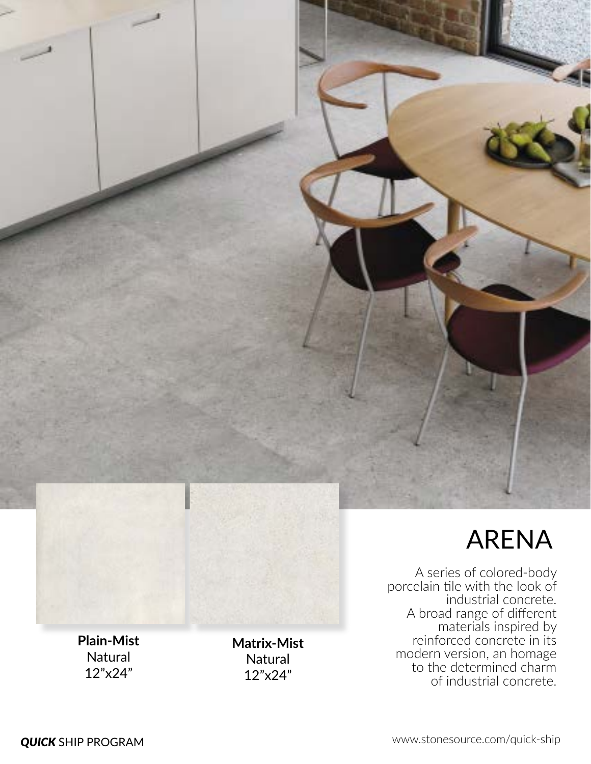# ARENA

A series of colored-body porcelain tile with the look of industrial concrete. A broad range of different materials inspired by reinforced concrete in its modern version, an homage to the determined charm of industrial concrete.

**Plain-Mist**
Natural
12"x24"

**Matrix-Mist**
Natural
12"x24"

***QUICK*** SHIP PROGRAM

www.stonesource.com/quick-ship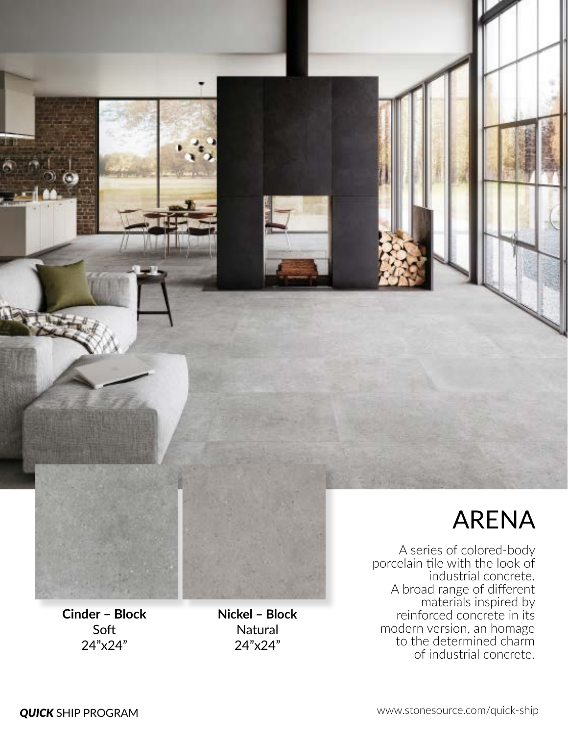# ARENA

A series of colored-body porcelain tile with the look of industrial concrete. A broad range of different materials inspired by reinforced concrete in its modern version, an homage to the determined charm of industrial concrete.

**Cinder – Block**
Soft
24”x24”

**Nickel – Block**
Natural
24”x24”

***QUICK*** SHIP PROGRAM

www.stonesource.com/quick-ship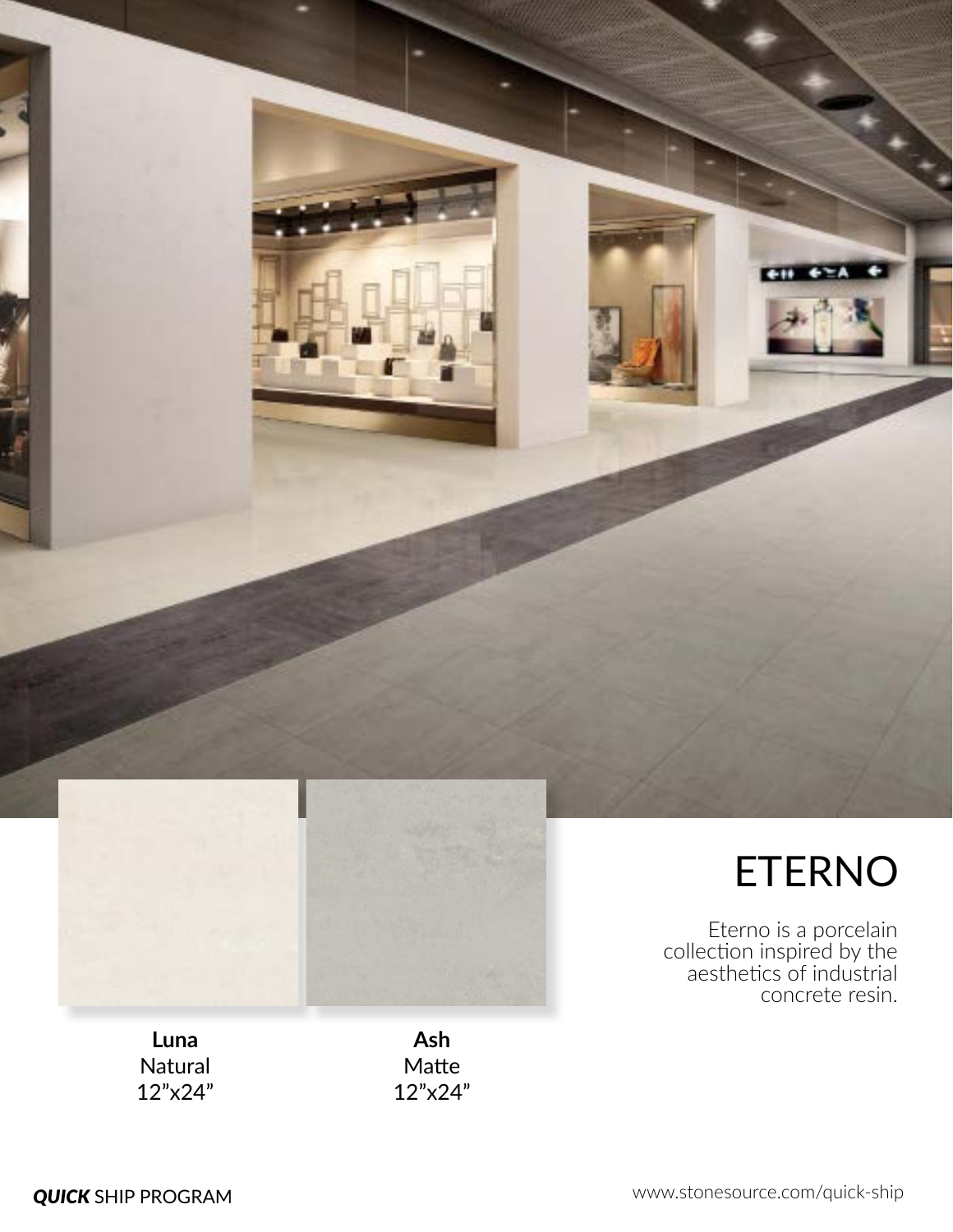# ETERNO

Eterno is a porcelain collection inspired by the aesthetics of industrial concrete resin.

**Luna**
Natural
12”x24”

**Ash**
Matte
12”x24”

***QUICK*** SHIP PROGRAM

www.stonesource.com/quick-ship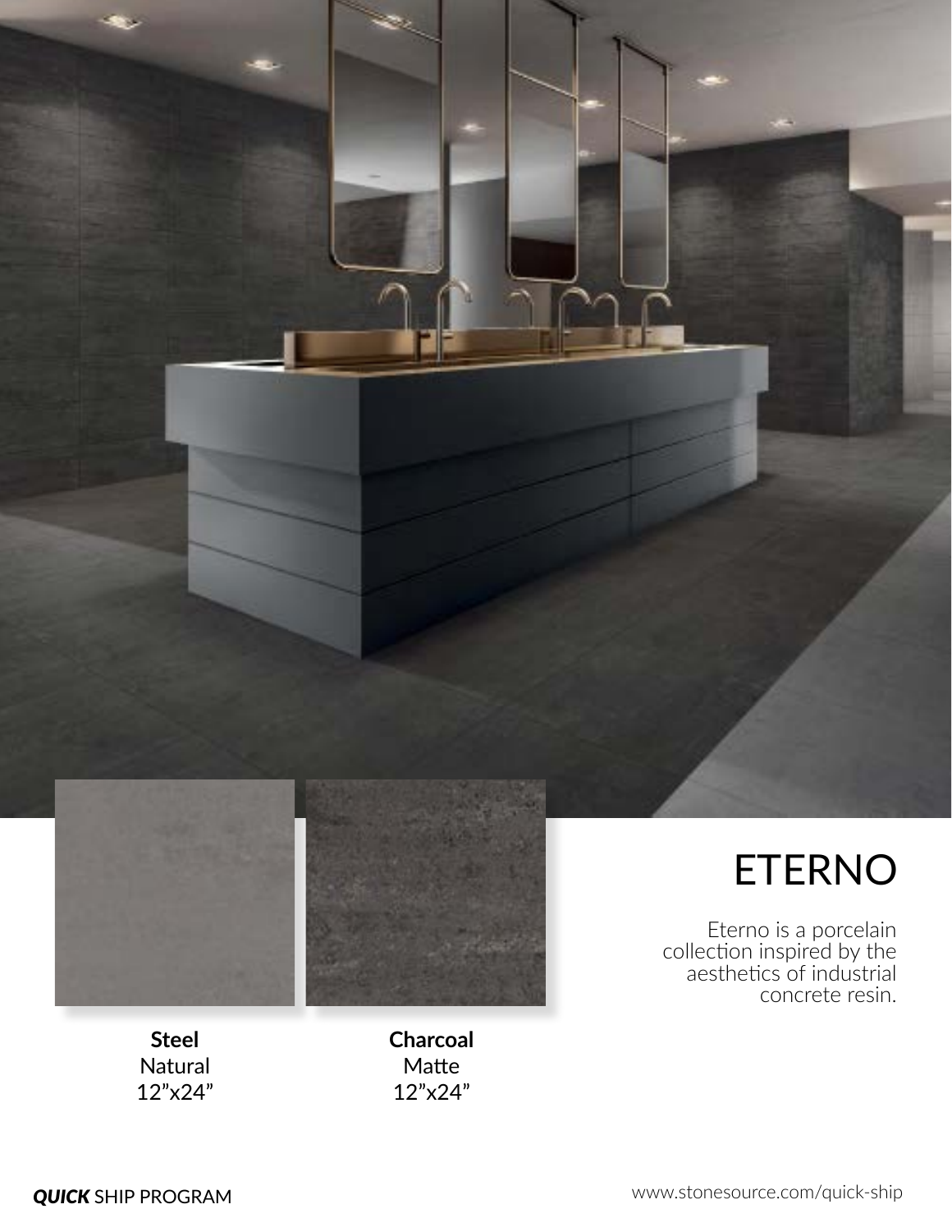# ETERNO

Eterno is a porcelain collection inspired by the aesthetics of industrial concrete resin.

**Steel**
Natural
12"x24"

**Charcoal**
Matte
12"x24"

***QUICK*** SHIP PROGRAM

www.stonesource.com/quick-ship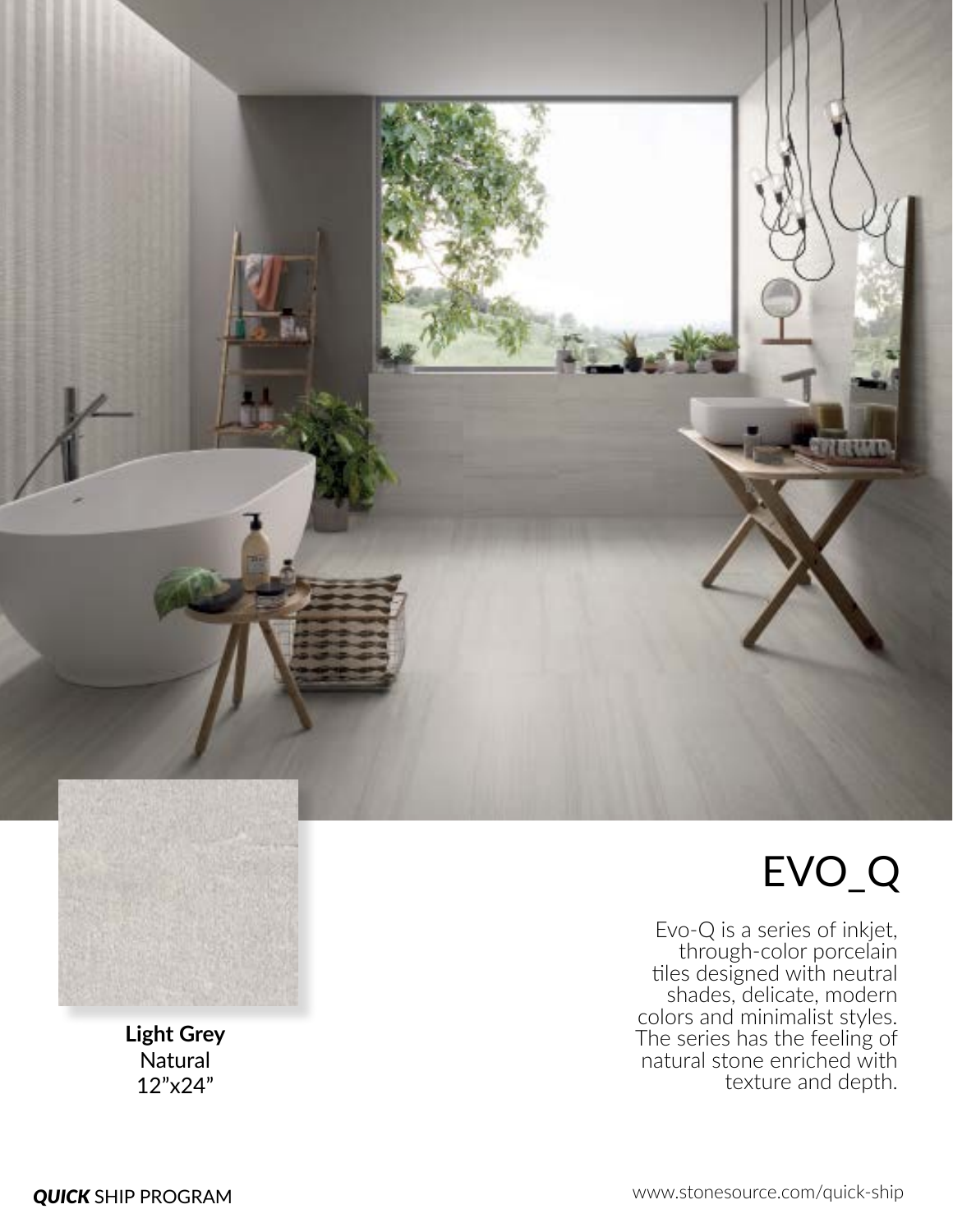# EVO_Q

Evo-Q is a series of inkjet, through-color porcelain tiles designed with neutral shades, delicate, modern colors and minimalist styles. The series has the feeling of natural stone enriched with texture and depth.

**Light Grey**
Natural
12"x24"

***QUICK*** SHIP PROGRAM

www.stonesource.com/quick-ship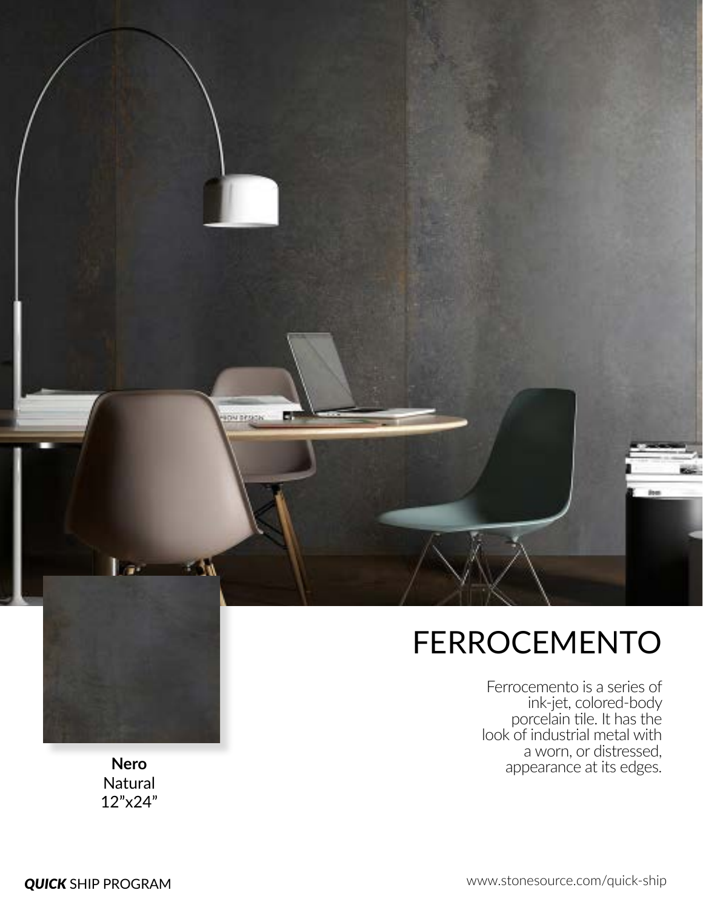# FERROCEMENTO

Ferrocemento is a series of ink-jet, colored-body porcelain tile. It has the look of industrial metal with a worn, or distressed, appearance at its edges.

**Nero**
Natural
12"x24"

***QUICK*** SHIP PROGRAM

www.stonesource.com/quick-ship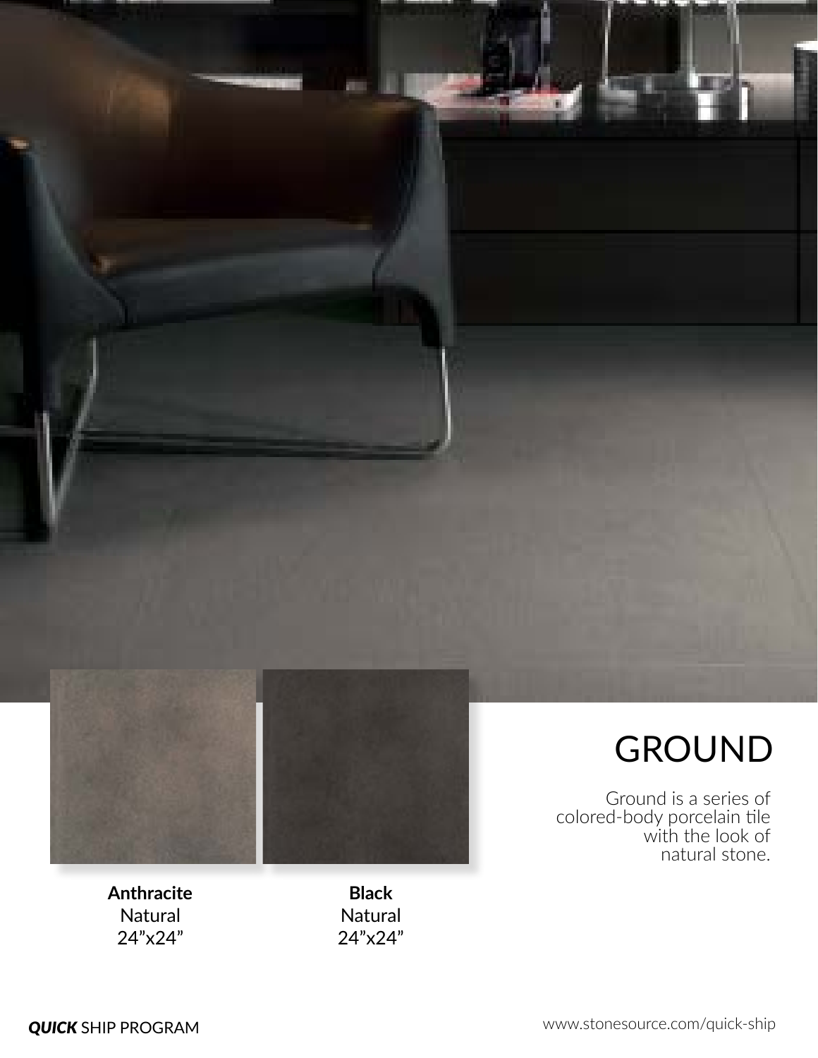# GROUND

Ground is a series of colored-body porcelain tile with the look of natural stone.

**Anthracite**
Natural
24"x24"

**Black**
Natural
24"x24"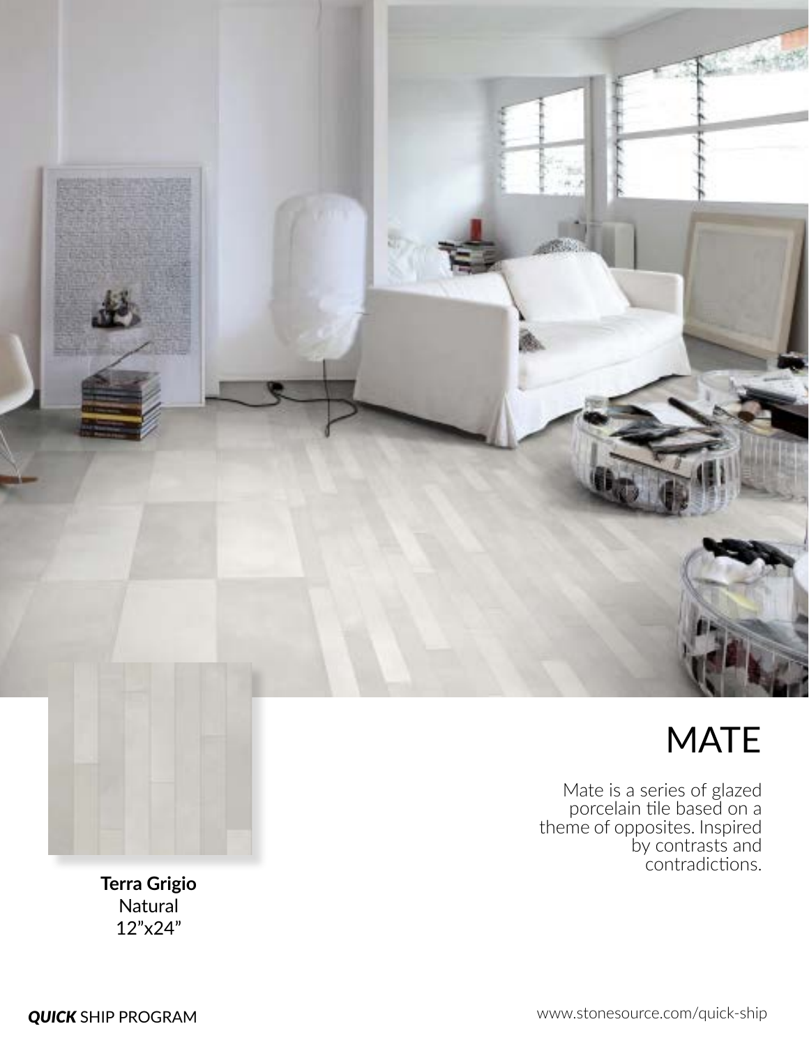# MATE

Mate is a series of glazed porcelain tile based on a theme of opposites. Inspired by contrasts and contradictions.

**Terra Grigio**
Natural
12"x24"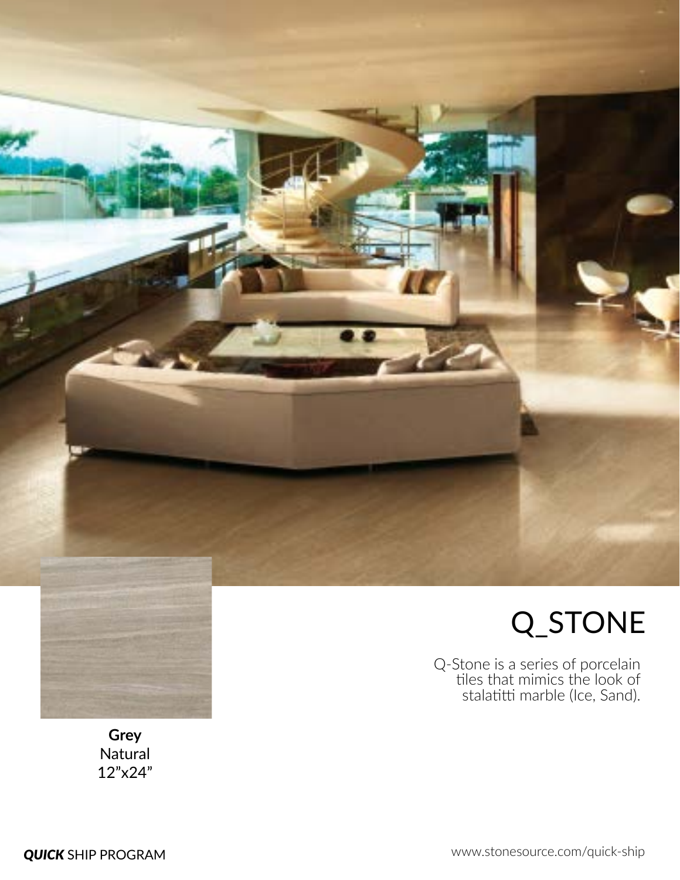# Q_STONE

Q-Stone is a series of porcelain tiles that mimics the look of stalatitti marble (Ice, Sand).

**Grey**
Natural
12"x24"

***QUICK*** SHIP PROGRAM

www.stonesource.com/quick-ship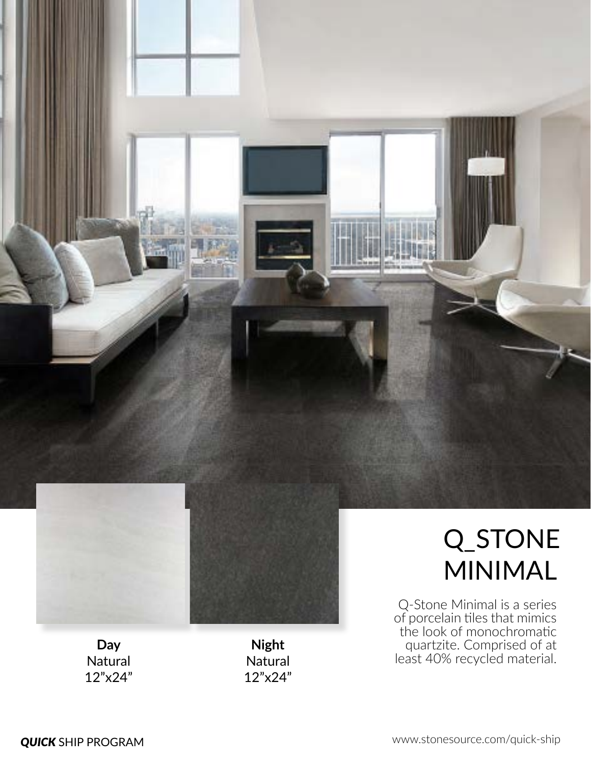# Q_STONE MINIMAL

Q-Stone Minimal is a series of porcelain tiles that mimics the look of monochromatic quartzite. Comprised of at least 40% recycled material.

**Day**
Natural
12"x24"

**Night**
Natural
12"x24"

***QUICK*** SHIP PROGRAM

www.stonesource.com/quick-ship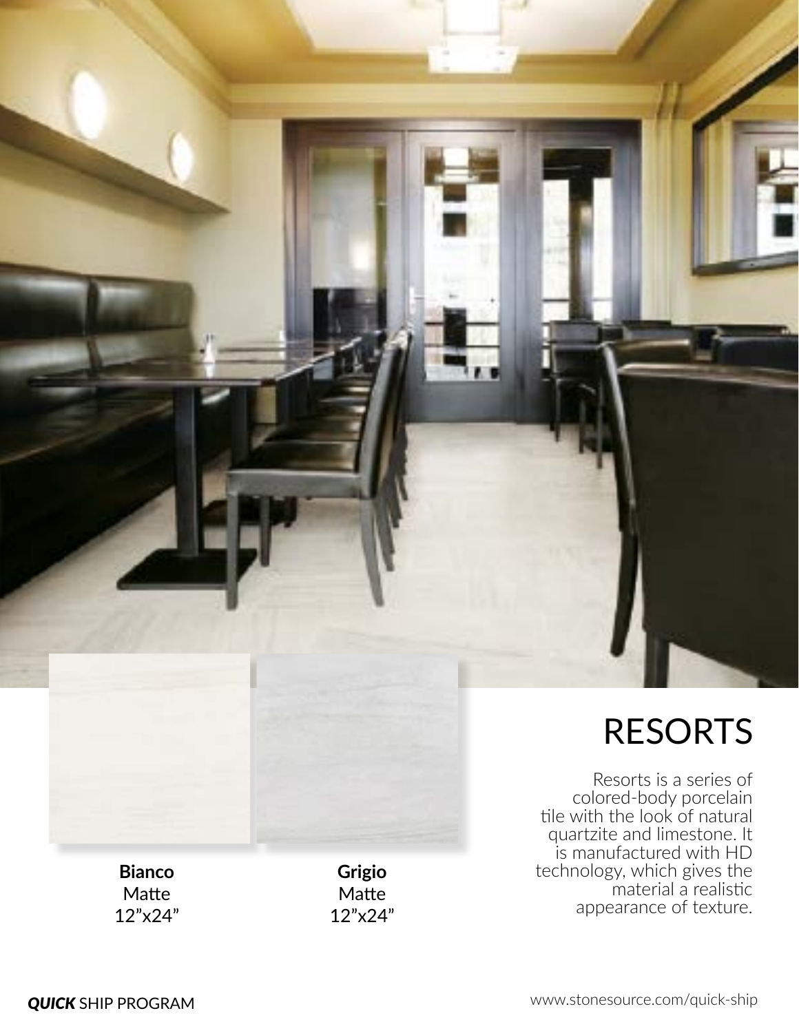# RESORTS

Resorts is a series of colored-body porcelain tile with the look of natural quartzite and limestone. It is manufactured with HD technology, which gives the material a realistic appearance of texture.

**Bianco**
Matte
12"x24"

**Grigio**
Matte
12"x24"

***QUICK*** SHIP PROGRAM

www.stonesource.com/quick-ship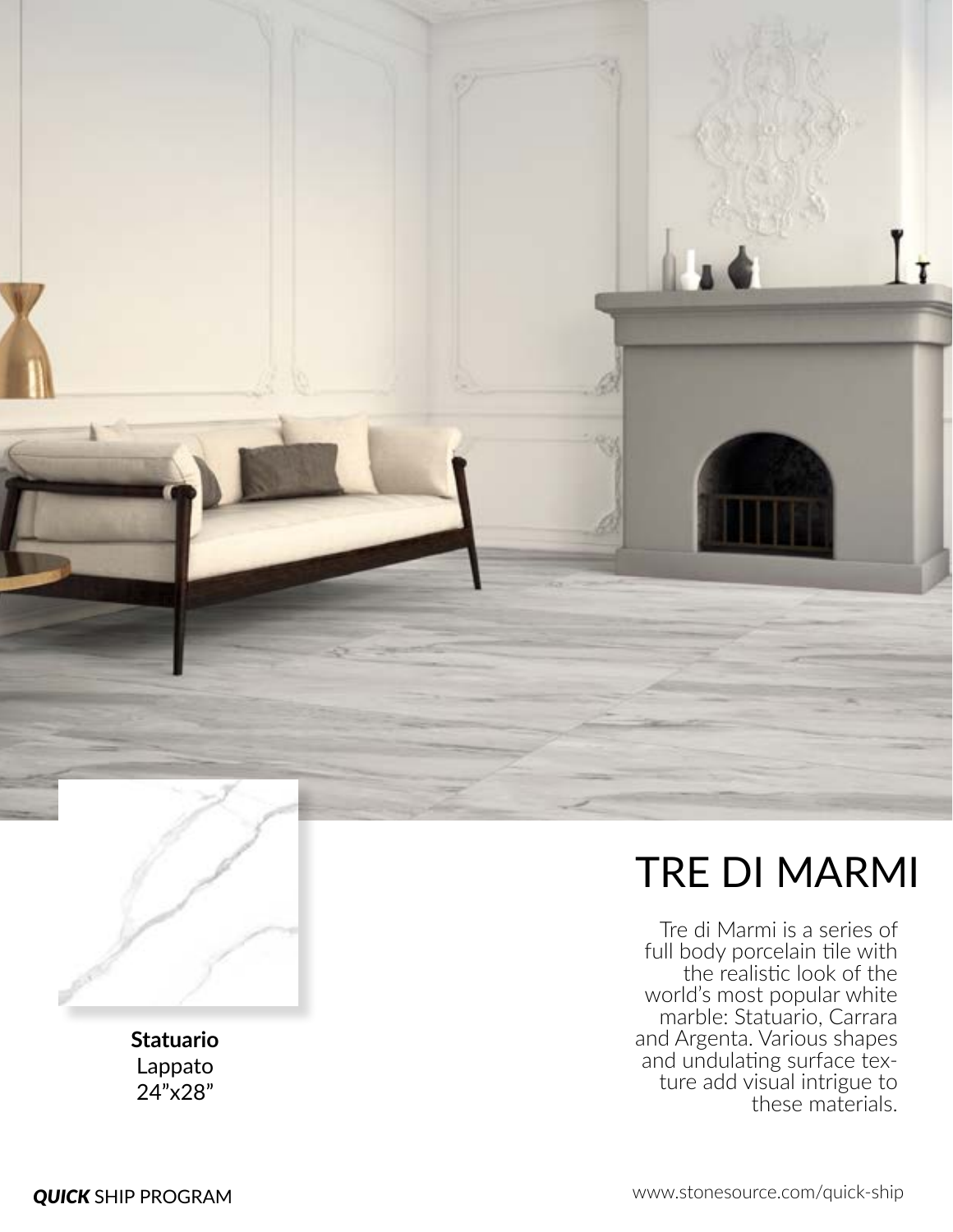# TRE DI MARMI

Tre di Marmi is a series of full body porcelain tile with the realistic look of the world's most popular white marble: Statuario, Carrara and Argenta. Various shapes and undulating surface texture add visual intrigue to these materials.

**Statuario**
Lappato
24"x28"

***QUICK*** SHIP PROGRAM

www.stonesource.com/quick-ship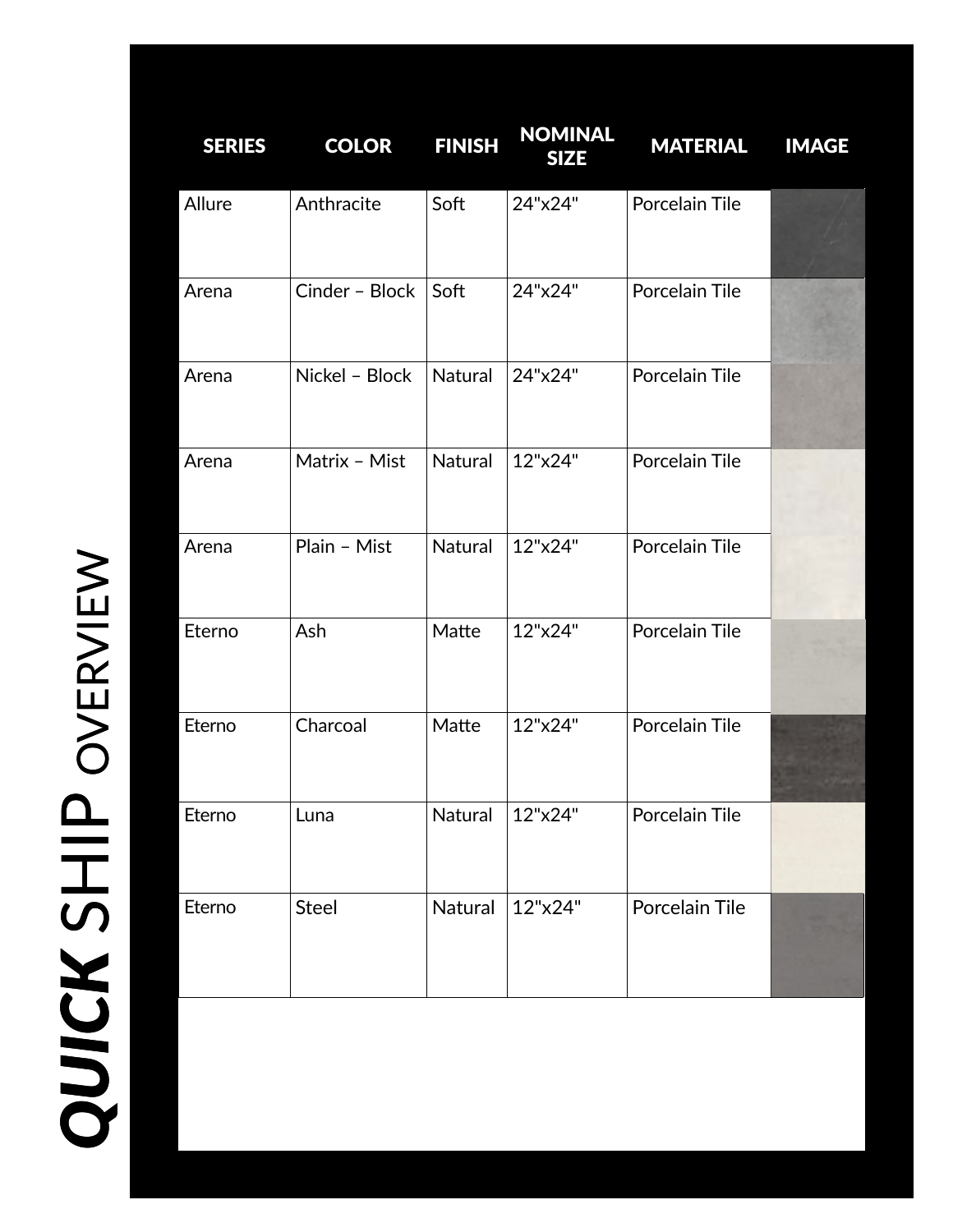# ***QUICK*** SHIP OVERVIEW

| SERIES | COLOR | FINISH | NOMINAL SIZE | MATERIAL | IMAGE |
|---|---|---|---|---|---|
| Allure | Anthracite | Soft | 24"x24" | Porcelain Tile | |
| Arena | Cinder – Block | Soft | 24"x24" | Porcelain Tile | |
| Arena | Nickel – Block | Natural | 24"x24" | Porcelain Tile | |
| Arena | Matrix – Mist | Natural | 12"x24" | Porcelain Tile | |
| Arena | Plain – Mist | Natural | 12"x24" | Porcelain Tile | |
| Eterno | Ash | Matte | 12"x24" | Porcelain Tile | |
| Eterno | Charcoal | Matte | 12"x24" | Porcelain Tile | |
| Eterno | Luna | Natural | 12"x24" | Porcelain Tile | |
| Eterno | Steel | Natural | 12"x24" | Porcelain Tile | |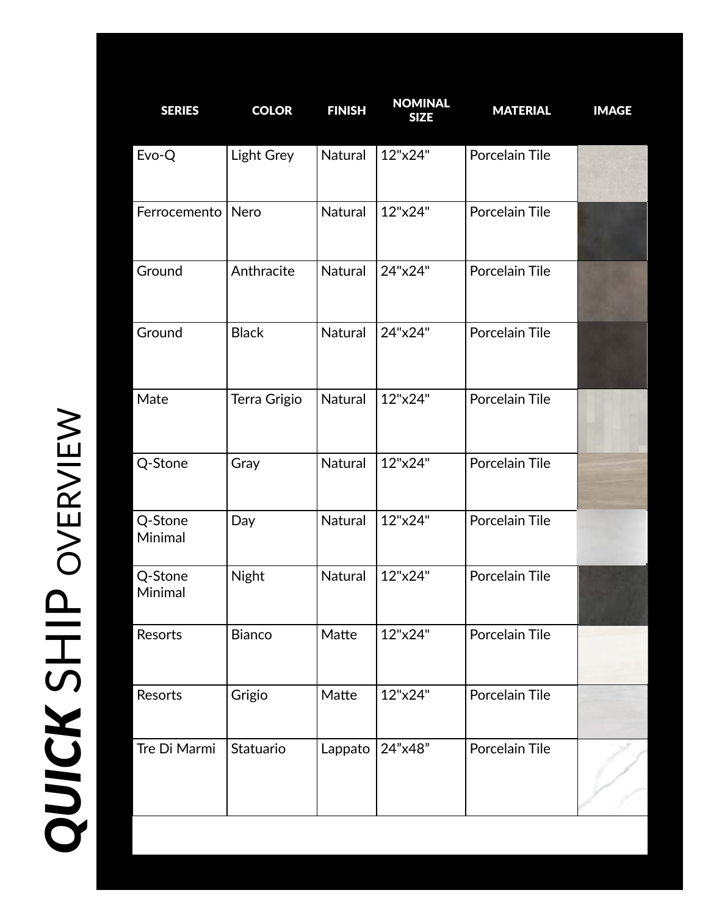# ***QUICK*** SHIP OVERVIEW

| SERIES | COLOR | FINISH | NOMINAL SIZE | MATERIAL | IMAGE |
|---|---|---|---|---|---|
| Evo-Q | Light Grey | Natural | 12"x24" | Porcelain Tile | |
| Ferrocemento | Nero | Natural | 12"x24" | Porcelain Tile | |
| Ground | Anthracite | Natural | 24"x24" | Porcelain Tile | |
| Ground | Black | Natural | 24"x24" | Porcelain Tile | |
| Mate | Terra Grigio | Natural | 12"x24" | Porcelain Tile | |
| Q-Stone | Gray | Natural | 12"x24" | Porcelain Tile | |
| Q-Stone Minimal | Day | Natural | 12"x24" | Porcelain Tile | |
| Q-Stone Minimal | Night | Natural | 12"x24" | Porcelain Tile | |
| Resorts | Bianco | Matte | 12"x24" | Porcelain Tile | |
| Resorts | Grigio | Matte | 12"x24" | Porcelain Tile | |
| Tre Di Marmi | Statuario | Lappato | 24"x48" | Porcelain Tile | |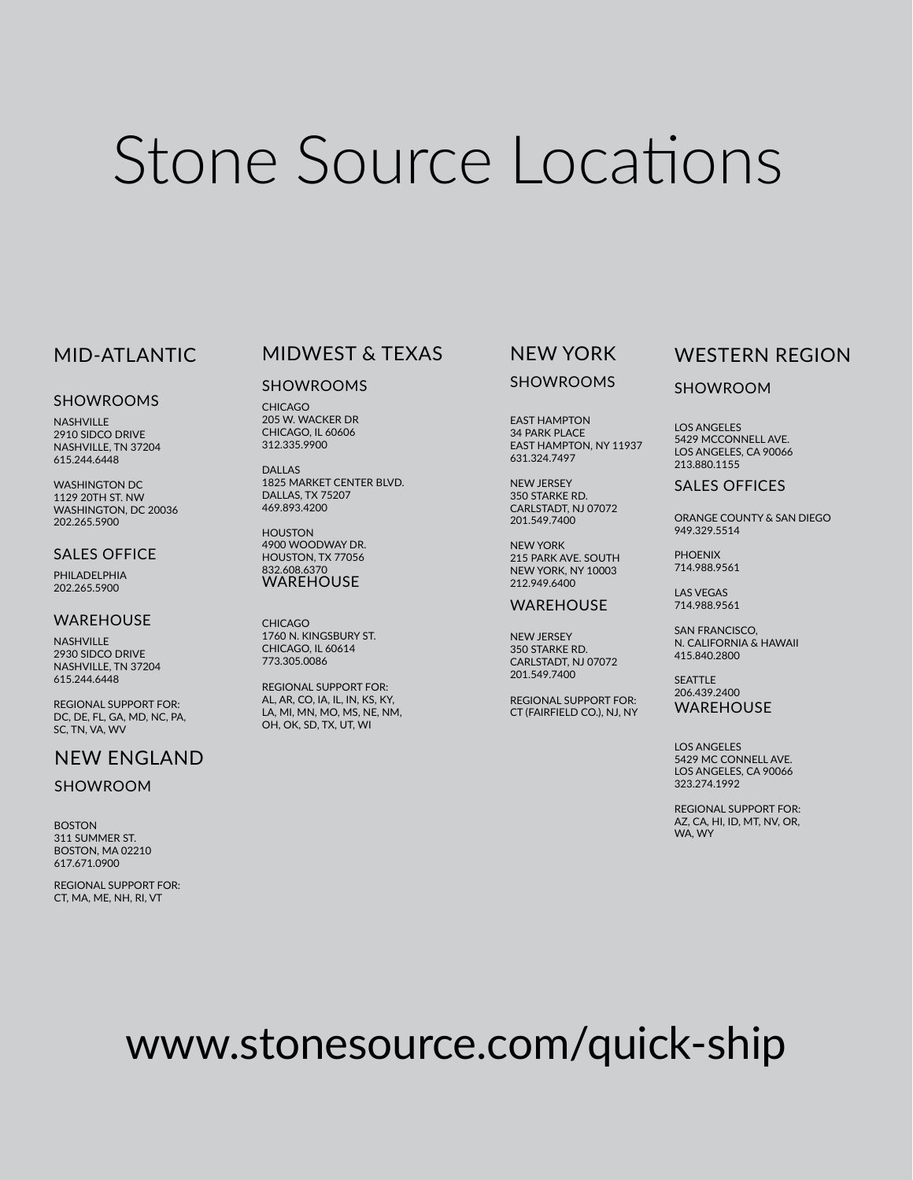# Stone Source Locations

## MID-ATLANTIC

### SHOWROOMS

NASHVILLE
2910 SIDCO DRIVE
NASHVILLE, TN 37204
615.244.6448

WASHINGTON DC
1129 20TH ST. NW
WASHINGTON, DC 20036
202.265.5900

### SALES OFFICE

PHILADELPHIA
202.265.5900

### WAREHOUSE

NASHVILLE
2930 SIDCO DRIVE
NASHVILLE, TN 37204
615.244.6448

REGIONAL SUPPORT FOR:
DC, DE, FL, GA, MD, NC, PA, SC, TN, VA, WV

## NEW ENGLAND

### SHOWROOM

BOSTON
311 SUMMER ST.
BOSTON, MA 02210
617.671.0900

REGIONAL SUPPORT FOR:
CT, MA, ME, NH, RI, VT

## MIDWEST & TEXAS

### SHOWROOMS

CHICAGO
205 W. WACKER DR
CHICAGO, IL 60606
312.335.9900

DALLAS
1825 MARKET CENTER BLVD.
DALLAS, TX 75207
469.893.4200

HOUSTON
4900 WOODWAY DR.
HOUSTON, TX 77056
832.608.6370

### WAREHOUSE

CHICAGO
1760 N. KINGSBURY ST.
CHICAGO, IL 60614
773.305.0086

REGIONAL SUPPORT FOR:
AL, AR, CO, IA, IL, IN, KS, KY, LA, MI, MN, MO, MS, NE, NM, OH, OK, SD, TX, UT, WI

## NEW YORK

### SHOWROOMS

EAST HAMPTON
34 PARK PLACE
EAST HAMPTON, NY 11937
631.324.7497

NEW JERSEY
350 STARKE RD.
CARLSTADT, NJ 07072
201.549.7400

NEW YORK
215 PARK AVE. SOUTH
NEW YORK, NY 10003
212.949.6400

### WAREHOUSE

NEW JERSEY
350 STARKE RD.
CARLSTADT, NJ 07072
201.549.7400

REGIONAL SUPPORT FOR:
CT (FAIRFIELD CO.), NJ, NY

## WESTERN REGION

### SHOWROOM

LOS ANGELES
5429 MCCONNELL AVE.
LOS ANGELES, CA 90066
213.880.1155

### SALES OFFICES

ORANGE COUNTY & SAN DIEGO
949.329.5514

PHOENIX
714.988.9561

LAS VEGAS
714.988.9561

SAN FRANCISCO,
N. CALIFORNIA & HAWAII
415.840.2800

SEATTLE
206.439.2400

### WAREHOUSE

LOS ANGELES
5429 MC CONNELL AVE.
LOS ANGELES, CA 90066
323.274.1992

REGIONAL SUPPORT FOR:
AZ, CA, HI, ID, MT, NV, OR, WA, WY

www.stonesource.com/quick-ship